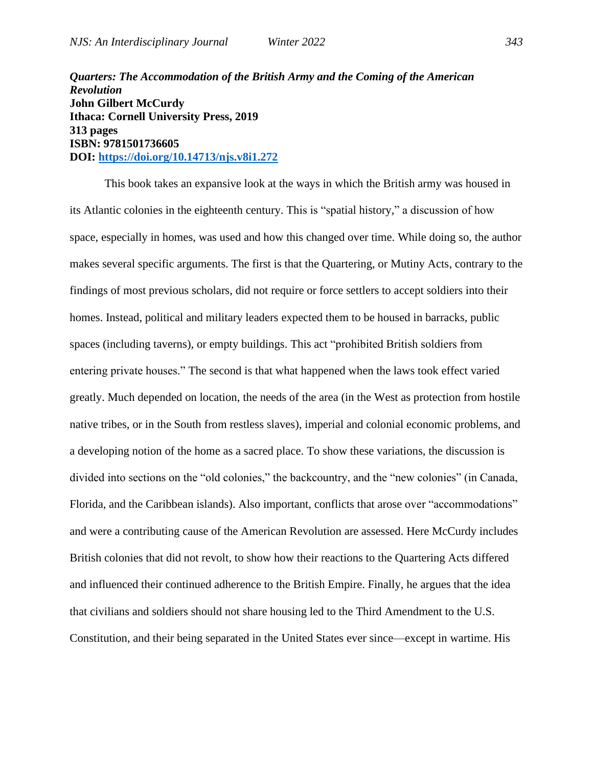***Quarters: The Accommodation of the British Army and the Coming of the American Revolution***
**John Gilbert McCurdy**
**Ithaca: Cornell University Press, 2019**
**313 pages**
**ISBN: 9781501736605**
**DOI: [https://doi.org/10.14713/njs.v8i1.272](https://doi.org/10.14713/njs.v8i1.272)**

This book takes an expansive look at the ways in which the British army was housed in its Atlantic colonies in the eighteenth century. This is "spatial history," a discussion of how space, especially in homes, was used and how this changed over time. While doing so, the author makes several specific arguments. The first is that the Quartering, or Mutiny Acts, contrary to the findings of most previous scholars, did not require or force settlers to accept soldiers into their homes. Instead, political and military leaders expected them to be housed in barracks, public spaces (including taverns), or empty buildings. This act "prohibited British soldiers from entering private houses." The second is that what happened when the laws took effect varied greatly. Much depended on location, the needs of the area (in the West as protection from hostile native tribes, or in the South from restless slaves), imperial and colonial economic problems, and a developing notion of the home as a sacred place. To show these variations, the discussion is divided into sections on the "old colonies," the backcountry, and the "new colonies" (in Canada, Florida, and the Caribbean islands). Also important, conflicts that arose over "accommodations" and were a contributing cause of the American Revolution are assessed. Here McCurdy includes British colonies that did not revolt, to show how their reactions to the Quartering Acts differed and influenced their continued adherence to the British Empire. Finally, he argues that the idea that civilians and soldiers should not share housing led to the Third Amendment to the U.S. Constitution, and their being separated in the United States ever since—except in wartime. His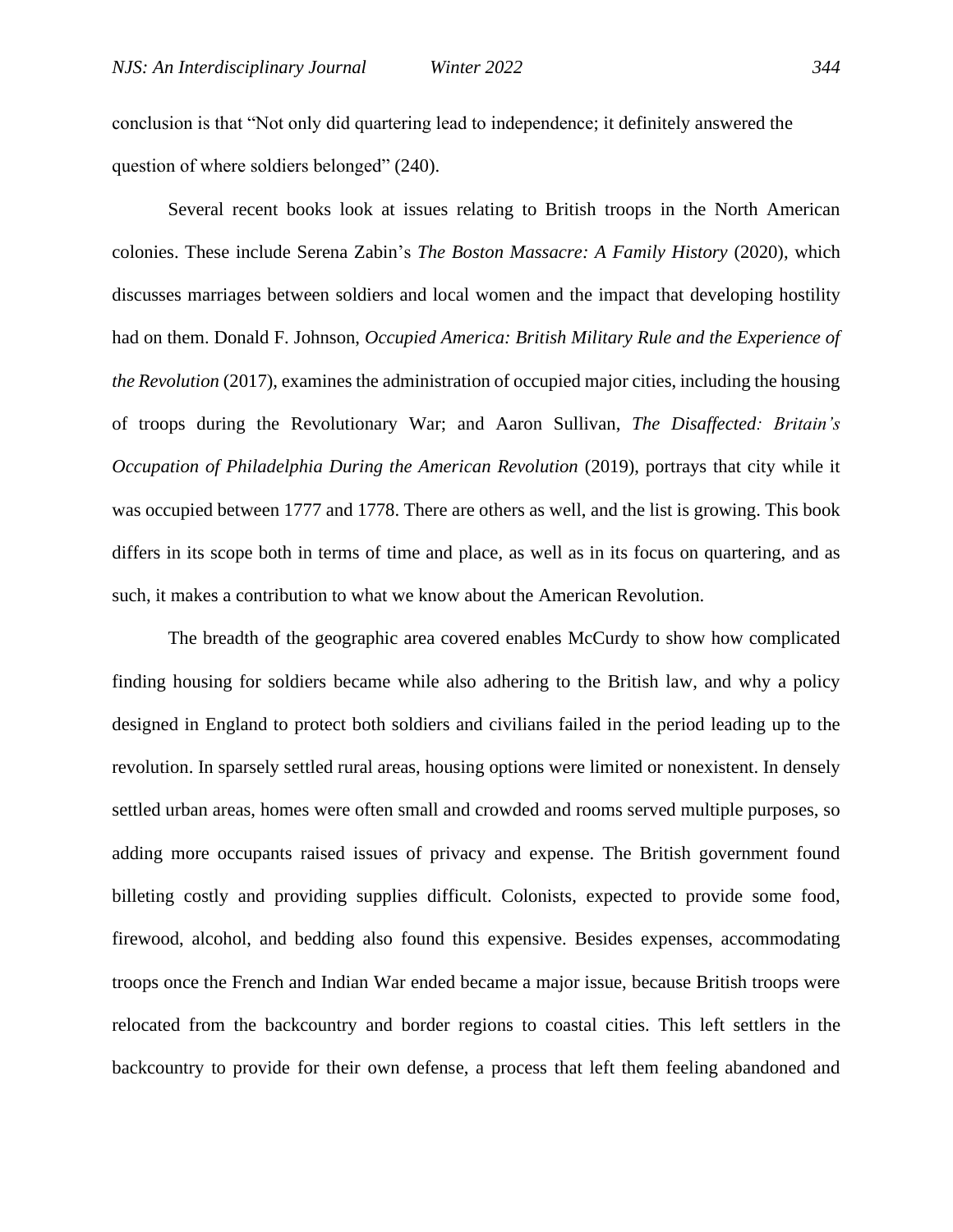conclusion is that "Not only did quartering lead to independence; it definitely answered the question of where soldiers belonged" (240).

Several recent books look at issues relating to British troops in the North American colonies. These include Serena Zabin's *The Boston Massacre: A Family History* (2020), which discusses marriages between soldiers and local women and the impact that developing hostility had on them. Donald F. Johnson, *Occupied America: British Military Rule and the Experience of the Revolution* (2017), examines the administration of occupied major cities, including the housing of troops during the Revolutionary War; and Aaron Sullivan, *The Disaffected: Britain's Occupation of Philadelphia During the American Revolution* (2019), portrays that city while it was occupied between 1777 and 1778. There are others as well, and the list is growing. This book differs in its scope both in terms of time and place, as well as in its focus on quartering, and as such, it makes a contribution to what we know about the American Revolution.

The breadth of the geographic area covered enables McCurdy to show how complicated finding housing for soldiers became while also adhering to the British law, and why a policy designed in England to protect both soldiers and civilians failed in the period leading up to the revolution. In sparsely settled rural areas, housing options were limited or nonexistent. In densely settled urban areas, homes were often small and crowded and rooms served multiple purposes, so adding more occupants raised issues of privacy and expense. The British government found billeting costly and providing supplies difficult. Colonists, expected to provide some food, firewood, alcohol, and bedding also found this expensive. Besides expenses, accommodating troops once the French and Indian War ended became a major issue, because British troops were relocated from the backcountry and border regions to coastal cities. This left settlers in the backcountry to provide for their own defense, a process that left them feeling abandoned and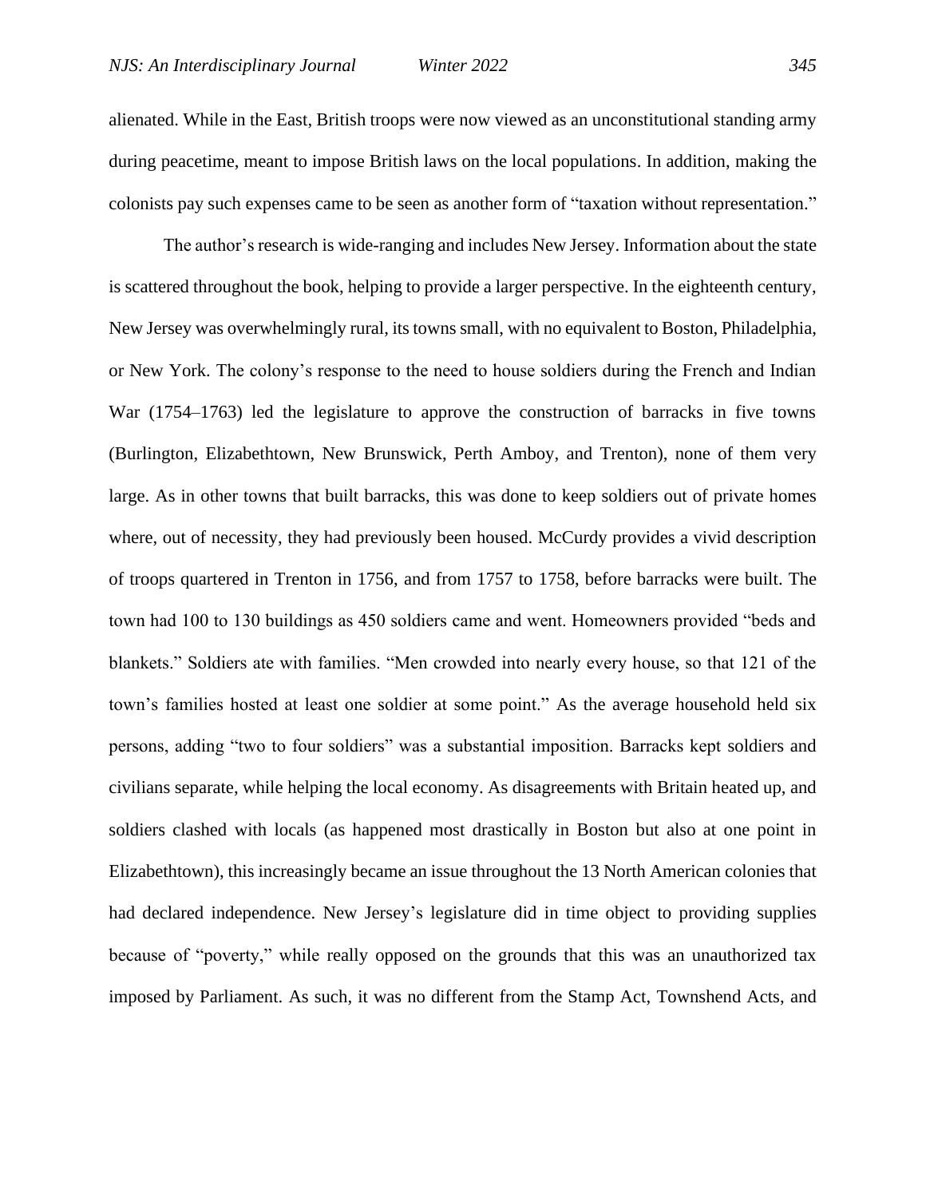alienated. While in the East, British troops were now viewed as an unconstitutional standing army during peacetime, meant to impose British laws on the local populations. In addition, making the colonists pay such expenses came to be seen as another form of "taxation without representation."

The author's research is wide-ranging and includes New Jersey. Information about the state is scattered throughout the book, helping to provide a larger perspective. In the eighteenth century, New Jersey was overwhelmingly rural, its towns small, with no equivalent to Boston, Philadelphia, or New York. The colony's response to the need to house soldiers during the French and Indian War (1754–1763) led the legislature to approve the construction of barracks in five towns (Burlington, Elizabethtown, New Brunswick, Perth Amboy, and Trenton), none of them very large. As in other towns that built barracks, this was done to keep soldiers out of private homes where, out of necessity, they had previously been housed. McCurdy provides a vivid description of troops quartered in Trenton in 1756, and from 1757 to 1758, before barracks were built. The town had 100 to 130 buildings as 450 soldiers came and went. Homeowners provided "beds and blankets." Soldiers ate with families. "Men crowded into nearly every house, so that 121 of the town's families hosted at least one soldier at some point." As the average household held six persons, adding "two to four soldiers" was a substantial imposition. Barracks kept soldiers and civilians separate, while helping the local economy. As disagreements with Britain heated up, and soldiers clashed with locals (as happened most drastically in Boston but also at one point in Elizabethtown), this increasingly became an issue throughout the 13 North American colonies that had declared independence. New Jersey's legislature did in time object to providing supplies because of "poverty," while really opposed on the grounds that this was an unauthorized tax imposed by Parliament. As such, it was no different from the Stamp Act, Townshend Acts, and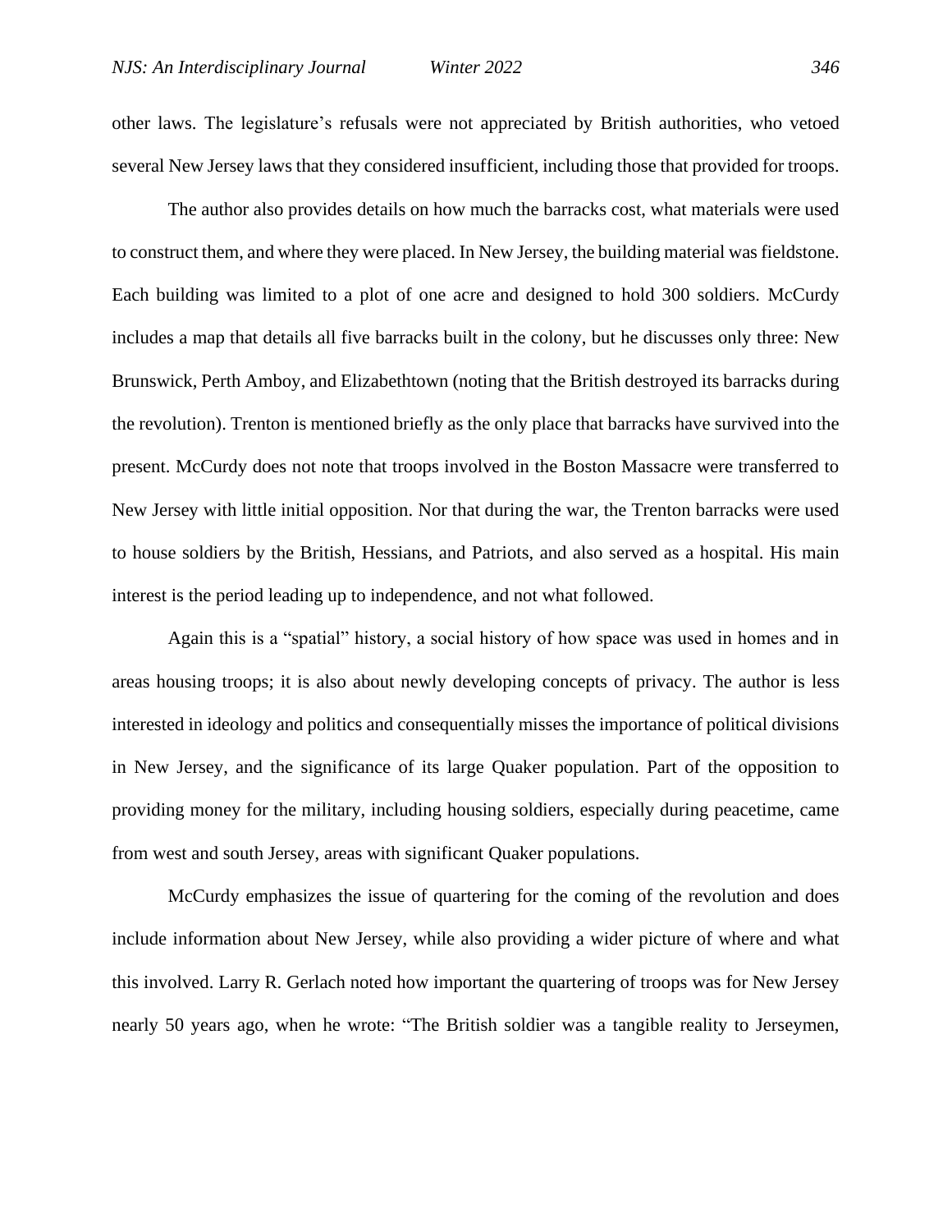other laws. The legislature's refusals were not appreciated by British authorities, who vetoed several New Jersey laws that they considered insufficient, including those that provided for troops.

The author also provides details on how much the barracks cost, what materials were used to construct them, and where they were placed. In New Jersey, the building material was fieldstone. Each building was limited to a plot of one acre and designed to hold 300 soldiers. McCurdy includes a map that details all five barracks built in the colony, but he discusses only three: New Brunswick, Perth Amboy, and Elizabethtown (noting that the British destroyed its barracks during the revolution). Trenton is mentioned briefly as the only place that barracks have survived into the present. McCurdy does not note that troops involved in the Boston Massacre were transferred to New Jersey with little initial opposition. Nor that during the war, the Trenton barracks were used to house soldiers by the British, Hessians, and Patriots, and also served as a hospital. His main interest is the period leading up to independence, and not what followed.

Again this is a "spatial" history, a social history of how space was used in homes and in areas housing troops; it is also about newly developing concepts of privacy. The author is less interested in ideology and politics and consequentially misses the importance of political divisions in New Jersey, and the significance of its large Quaker population. Part of the opposition to providing money for the military, including housing soldiers, especially during peacetime, came from west and south Jersey, areas with significant Quaker populations.

McCurdy emphasizes the issue of quartering for the coming of the revolution and does include information about New Jersey, while also providing a wider picture of where and what this involved. Larry R. Gerlach noted how important the quartering of troops was for New Jersey nearly 50 years ago, when he wrote: "The British soldier was a tangible reality to Jerseymen,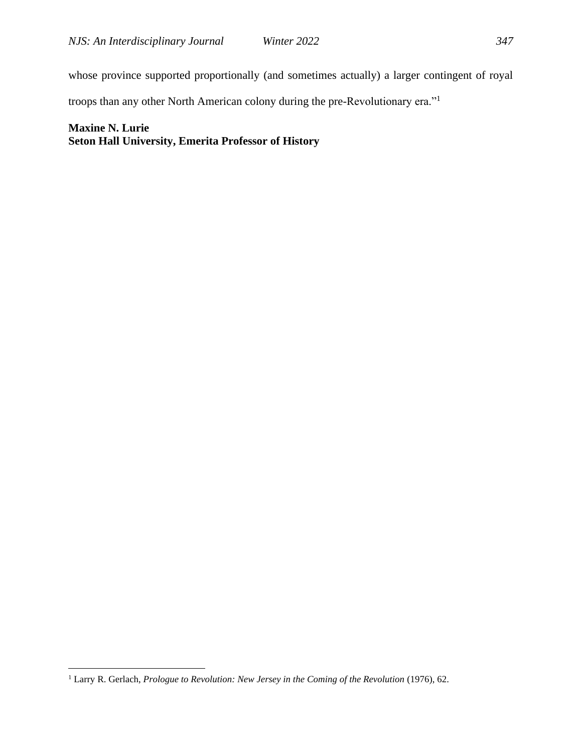whose province supported proportionally (and sometimes actually) a larger contingent of royal troops than any other North American colony during the pre-Revolutionary era."[1]

**Maxine N. Lurie**
**Seton Hall University, Emerita Professor of History**

[1] Larry R. Gerlach, *Prologue to Revolution: New Jersey in the Coming of the Revolution* (1976), 62.